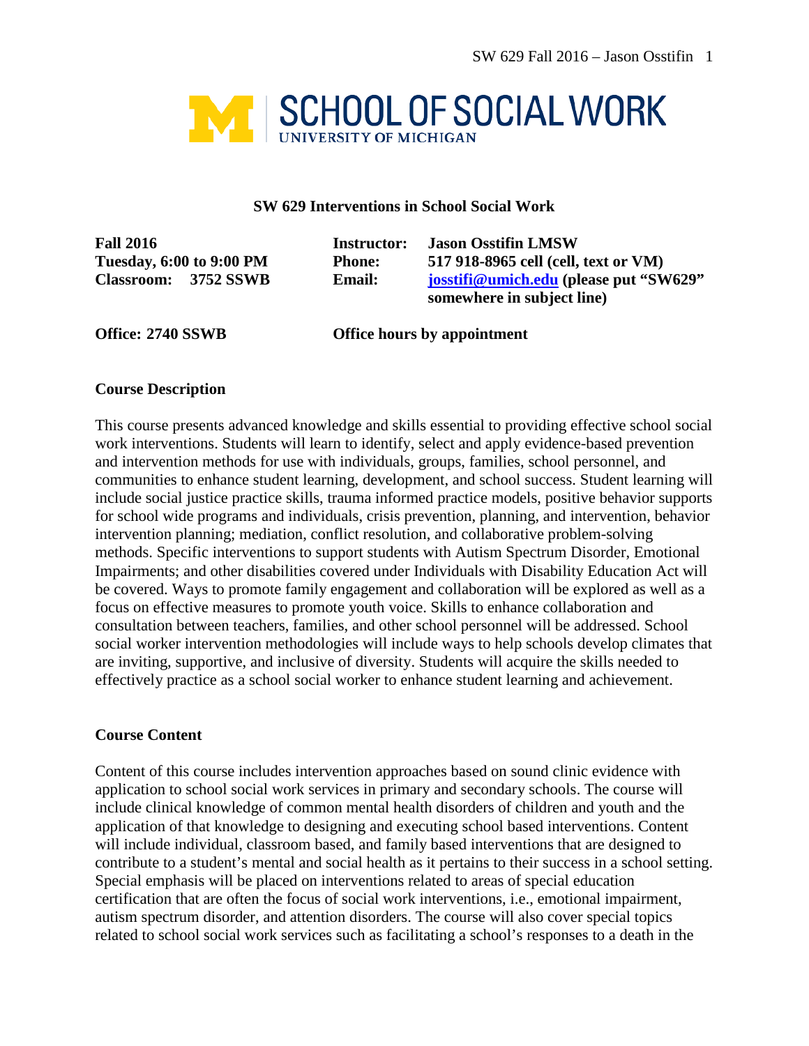SCHOOL OF SOCIAL WORK
UNIVERSITY OF MICHIGAN

# SW 629 Interventions in School Social Work

| | | | |
|---|---|---|---|
| **Fall 2016** | | **Instructor:** | **Jason Osstifin LMSW** |
| **Tuesday, 6:00 to 9:00 PM** | | **Phone:** | **517 918-8965 cell (cell, text or VM)** |
| **Classroom:** | **3752 SSWB** | **Email:** | **josstifi@umich.edu (please put "SW629" somewhere in subject line)** |

**Office: 2740 SSWB** **Office hours by appointment**

## Course Description

This course presents advanced knowledge and skills essential to providing effective school social work interventions. Students will learn to identify, select and apply evidence-based prevention and intervention methods for use with individuals, groups, families, school personnel, and communities to enhance student learning, development, and school success. Student learning will include social justice practice skills, trauma informed practice models, positive behavior supports for school wide programs and individuals, crisis prevention, planning, and intervention, behavior intervention planning; mediation, conflict resolution, and collaborative problem-solving methods. Specific interventions to support students with Autism Spectrum Disorder, Emotional Impairments; and other disabilities covered under Individuals with Disability Education Act will be covered. Ways to promote family engagement and collaboration will be explored as well as a focus on effective measures to promote youth voice. Skills to enhance collaboration and consultation between teachers, families, and other school personnel will be addressed. School social worker intervention methodologies will include ways to help schools develop climates that are inviting, supportive, and inclusive of diversity. Students will acquire the skills needed to effectively practice as a school social worker to enhance student learning and achievement.

## Course Content

Content of this course includes intervention approaches based on sound clinic evidence with application to school social work services in primary and secondary schools. The course will include clinical knowledge of common mental health disorders of children and youth and the application of that knowledge to designing and executing school based interventions. Content will include individual, classroom based, and family based interventions that are designed to contribute to a student's mental and social health as it pertains to their success in a school setting. Special emphasis will be placed on interventions related to areas of special education certification that are often the focus of social work interventions, i.e., emotional impairment, autism spectrum disorder, and attention disorders. The course will also cover special topics related to school social work services such as facilitating a school's responses to a death in the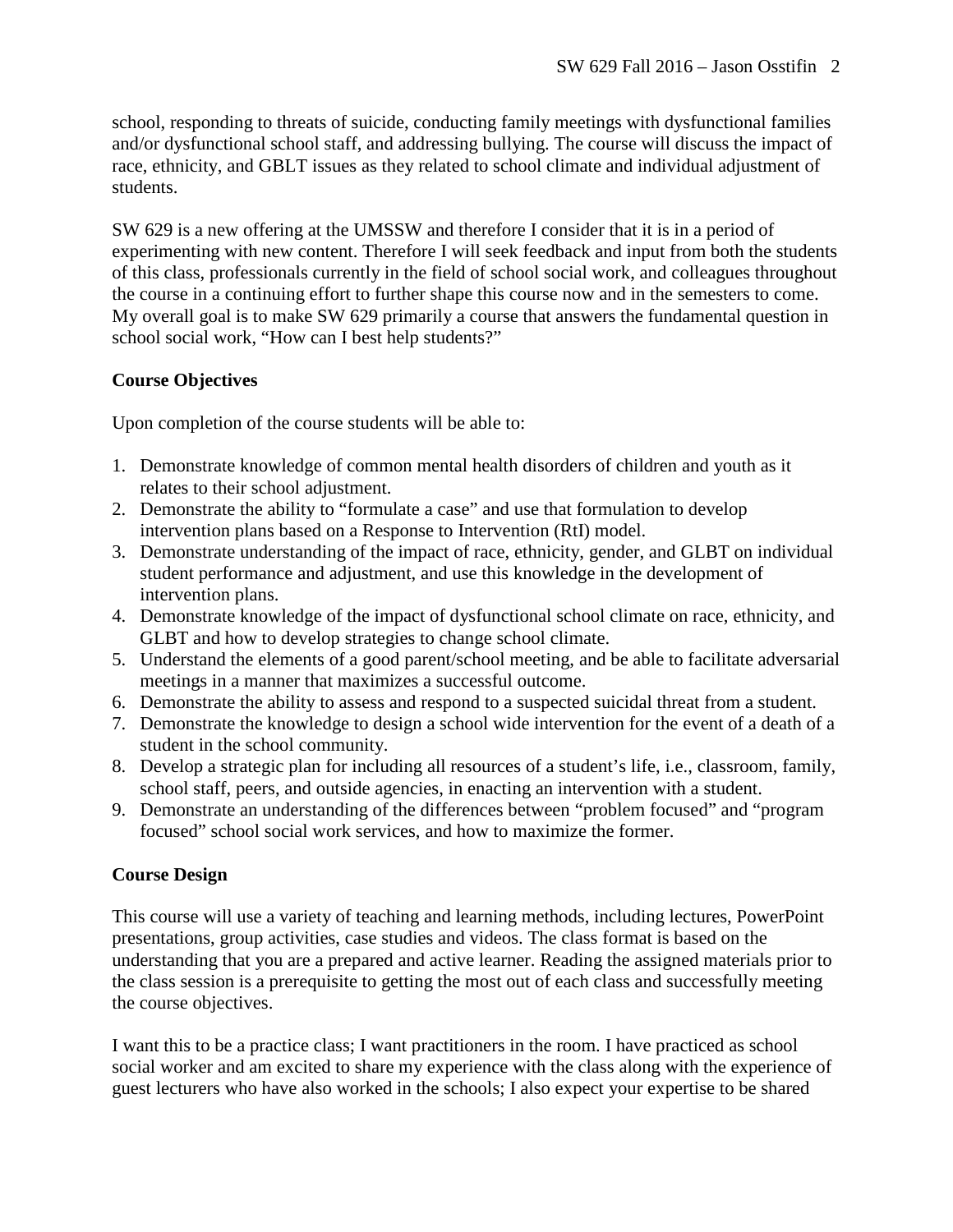school, responding to threats of suicide, conducting family meetings with dysfunctional families and/or dysfunctional school staff, and addressing bullying. The course will discuss the impact of race, ethnicity, and GBLT issues as they related to school climate and individual adjustment of students.

SW 629 is a new offering at the UMSSW and therefore I consider that it is in a period of experimenting with new content. Therefore I will seek feedback and input from both the students of this class, professionals currently in the field of school social work, and colleagues throughout the course in a continuing effort to further shape this course now and in the semesters to come. My overall goal is to make SW 629 primarily a course that answers the fundamental question in school social work, "How can I best help students?"

**Course Objectives**

Upon completion of the course students will be able to:

1. Demonstrate knowledge of common mental health disorders of children and youth as it relates to their school adjustment.
2. Demonstrate the ability to "formulate a case" and use that formulation to develop intervention plans based on a Response to Intervention (RtI) model.
3. Demonstrate understanding of the impact of race, ethnicity, gender, and GLBT on individual student performance and adjustment, and use this knowledge in the development of intervention plans.
4. Demonstrate knowledge of the impact of dysfunctional school climate on race, ethnicity, and GLBT and how to develop strategies to change school climate.
5. Understand the elements of a good parent/school meeting, and be able to facilitate adversarial meetings in a manner that maximizes a successful outcome.
6. Demonstrate the ability to assess and respond to a suspected suicidal threat from a student.
7. Demonstrate the knowledge to design a school wide intervention for the event of a death of a student in the school community.
8. Develop a strategic plan for including all resources of a student's life, i.e., classroom, family, school staff, peers, and outside agencies, in enacting an intervention with a student.
9. Demonstrate an understanding of the differences between "problem focused" and "program focused" school social work services, and how to maximize the former.

**Course Design**

This course will use a variety of teaching and learning methods, including lectures, PowerPoint presentations, group activities, case studies and videos. The class format is based on the understanding that you are a prepared and active learner. Reading the assigned materials prior to the class session is a prerequisite to getting the most out of each class and successfully meeting the course objectives.

I want this to be a practice class; I want practitioners in the room. I have practiced as school social worker and am excited to share my experience with the class along with the experience of guest lecturers who have also worked in the schools; I also expect your expertise to be shared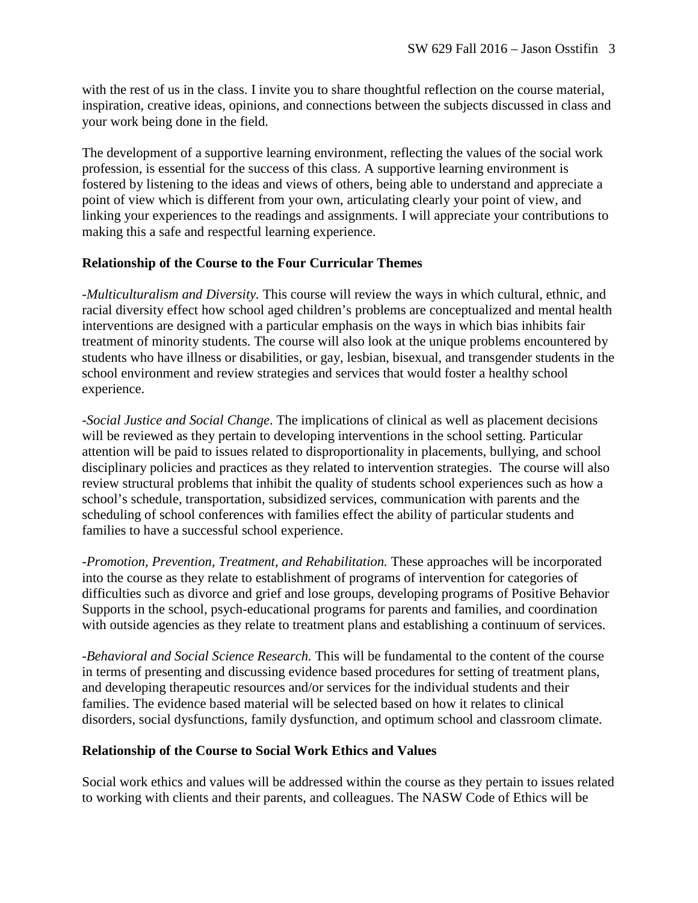with the rest of us in the class. I invite you to share thoughtful reflection on the course material, inspiration, creative ideas, opinions, and connections between the subjects discussed in class and your work being done in the field.

The development of a supportive learning environment, reflecting the values of the social work profession, is essential for the success of this class. A supportive learning environment is fostered by listening to the ideas and views of others, being able to understand and appreciate a point of view which is different from your own, articulating clearly your point of view, and linking your experiences to the readings and assignments. I will appreciate your contributions to making this a safe and respectful learning experience.

**Relationship of the Course to the Four Curricular Themes**

-*Multiculturalism and Diversity.* This course will review the ways in which cultural, ethnic, and racial diversity effect how school aged children's problems are conceptualized and mental health interventions are designed with a particular emphasis on the ways in which bias inhibits fair treatment of minority students. The course will also look at the unique problems encountered by students who have illness or disabilities, or gay, lesbian, bisexual, and transgender students in the school environment and review strategies and services that would foster a healthy school experience.

-*Social Justice and Social Change*. The implications of clinical as well as placement decisions will be reviewed as they pertain to developing interventions in the school setting. Particular attention will be paid to issues related to disproportionality in placements, bullying, and school disciplinary policies and practices as they related to intervention strategies. The course will also review structural problems that inhibit the quality of students school experiences such as how a school's schedule, transportation, subsidized services, communication with parents and the scheduling of school conferences with families effect the ability of particular students and families to have a successful school experience.

-*Promotion, Prevention, Treatment, and Rehabilitation.* These approaches will be incorporated into the course as they relate to establishment of programs of intervention for categories of difficulties such as divorce and grief and lose groups, developing programs of Positive Behavior Supports in the school, psych-educational programs for parents and families, and coordination with outside agencies as they relate to treatment plans and establishing a continuum of services.

-*Behavioral and Social Science Research.* This will be fundamental to the content of the course in terms of presenting and discussing evidence based procedures for setting of treatment plans, and developing therapeutic resources and/or services for the individual students and their families. The evidence based material will be selected based on how it relates to clinical disorders, social dysfunctions, family dysfunction, and optimum school and classroom climate.

**Relationship of the Course to Social Work Ethics and Values**

Social work ethics and values will be addressed within the course as they pertain to issues related to working with clients and their parents, and colleagues. The NASW Code of Ethics will be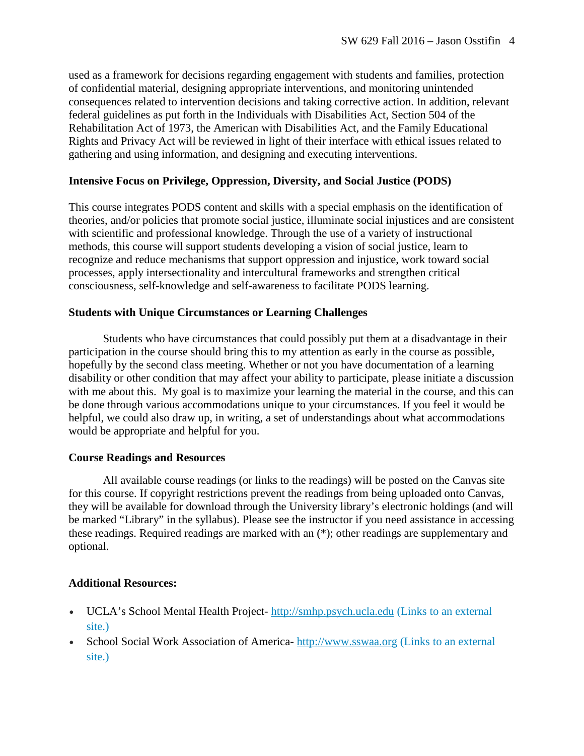used as a framework for decisions regarding engagement with students and families, protection of confidential material, designing appropriate interventions, and monitoring unintended consequences related to intervention decisions and taking corrective action. In addition, relevant federal guidelines as put forth in the Individuals with Disabilities Act, Section 504 of the Rehabilitation Act of 1973, the American with Disabilities Act, and the Family Educational Rights and Privacy Act will be reviewed in light of their interface with ethical issues related to gathering and using information, and designing and executing interventions.

**Intensive Focus on Privilege, Oppression, Diversity, and Social Justice (PODS)**

This course integrates PODS content and skills with a special emphasis on the identification of theories, and/or policies that promote social justice, illuminate social injustices and are consistent with scientific and professional knowledge. Through the use of a variety of instructional methods, this course will support students developing a vision of social justice, learn to recognize and reduce mechanisms that support oppression and injustice, work toward social processes, apply intersectionality and intercultural frameworks and strengthen critical consciousness, self-knowledge and self-awareness to facilitate PODS learning.

**Students with Unique Circumstances or Learning Challenges**

Students who have circumstances that could possibly put them at a disadvantage in their participation in the course should bring this to my attention as early in the course as possible, hopefully by the second class meeting. Whether or not you have documentation of a learning disability or other condition that may affect your ability to participate, please initiate a discussion with me about this. My goal is to maximize your learning the material in the course, and this can be done through various accommodations unique to your circumstances. If you feel it would be helpful, we could also draw up, in writing, a set of understandings about what accommodations would be appropriate and helpful for you.

**Course Readings and Resources**

All available course readings (or links to the readings) will be posted on the Canvas site for this course. If copyright restrictions prevent the readings from being uploaded onto Canvas, they will be available for download through the University library's electronic holdings (and will be marked "Library" in the syllabus). Please see the instructor if you need assistance in accessing these readings. Required readings are marked with an (*); other readings are supplementary and optional.

**Additional Resources:**

- UCLA's School Mental Health Project- http://smhp.psych.ucla.edu (Links to an external site.)
- School Social Work Association of America- http://www.sswaa.org (Links to an external site.)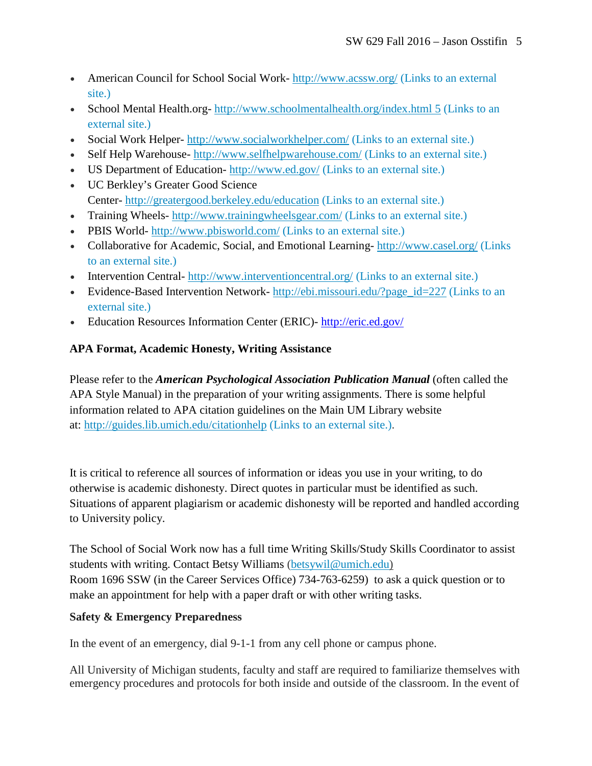- American Council for School Social Work- http://www.acssw.org/ (Links to an external site.)
- School Mental Health.org- http://www.schoolmentalhealth.org/index.html 5 (Links to an external site.)
- Social Work Helper- http://www.socialworkhelper.com/ (Links to an external site.)
- Self Help Warehouse- http://www.selfhelpwarehouse.com/ (Links to an external site.)
- US Department of Education- http://www.ed.gov/ (Links to an external site.)
- UC Berkley's Greater Good Science Center- http://greatergood.berkeley.edu/education (Links to an external site.)
- Training Wheels- http://www.trainingwheelsgear.com/ (Links to an external site.)
- PBIS World- http://www.pbisworld.com/ (Links to an external site.)
- Collaborative for Academic, Social, and Emotional Learning- http://www.casel.org/ (Links to an external site.)
- Intervention Central- http://www.interventioncentral.org/ (Links to an external site.)
- Evidence-Based Intervention Network- http://ebi.missouri.edu/?page_id=227 (Links to an external site.)
- Education Resources Information Center (ERIC)- http://eric.ed.gov/

**APA Format, Academic Honesty, Writing Assistance**

Please refer to the ***American Psychological Association Publication Manual*** (often called the APA Style Manual) in the preparation of your writing assignments. There is some helpful information related to APA citation guidelines on the Main UM Library website at: http://guides.lib.umich.edu/citationhelp (Links to an external site.).

It is critical to reference all sources of information or ideas you use in your writing, to do otherwise is academic dishonesty. Direct quotes in particular must be identified as such. Situations of apparent plagiarism or academic dishonesty will be reported and handled according to University policy.

The School of Social Work now has a full time Writing Skills/Study Skills Coordinator to assist students with writing. Contact Betsy Williams (betsywil@umich.edu) Room 1696 SSW (in the Career Services Office) 734-763-6259) to ask a quick question or to make an appointment for help with a paper draft or with other writing tasks.

**Safety & Emergency Preparedness**

In the event of an emergency, dial 9-1-1 from any cell phone or campus phone.

All University of Michigan students, faculty and staff are required to familiarize themselves with emergency procedures and protocols for both inside and outside of the classroom. In the event of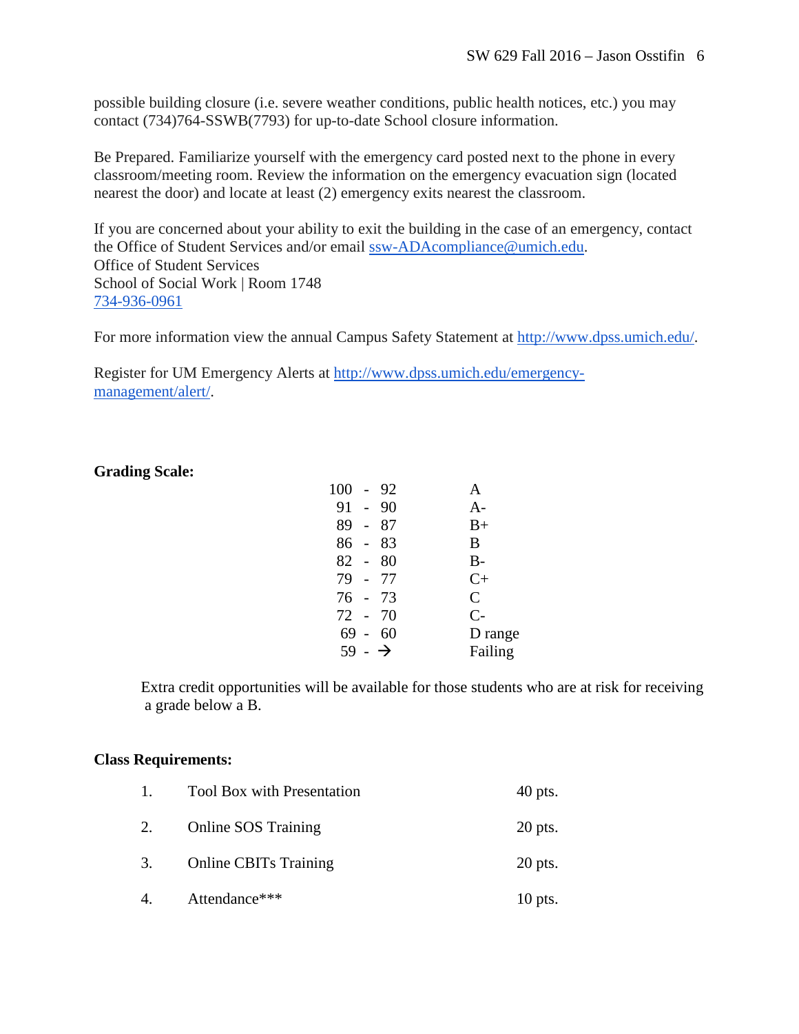possible building closure (i.e. severe weather conditions, public health notices, etc.) you may contact (734)764-SSWB(7793) for up-to-date School closure information.

Be Prepared. Familiarize yourself with the emergency card posted next to the phone in every classroom/meeting room. Review the information on the emergency evacuation sign (located nearest the door) and locate at least (2) emergency exits nearest the classroom.

If you are concerned about your ability to exit the building in the case of an emergency, contact the Office of Student Services and/or email ssw-ADAcompliance@umich.edu.
Office of Student Services
School of Social Work | Room 1748
734-936-0961

For more information view the annual Campus Safety Statement at http://www.dpss.umich.edu/.

Register for UM Emergency Alerts at http://www.dpss.umich.edu/emergency-management/alert/.

**Grading Scale:**

| Score | Grade |
|---|---|
| 100 - 92 | A |
| 91 - 90 | A- |
| 89 - 87 | B+ |
| 86 - 83 | B |
| 82 - 80 | B- |
| 79 - 77 | C+ |
| 76 - 73 | C |
| 72 - 70 | C- |
| 69 - 60 | D range |
| 59 - → | Failing |

Extra credit opportunities will be available for those students who are at risk for receiving a grade below a B.

**Class Requirements:**

| | Requirement | Points |
|---|---|---|
| 1. | Tool Box with Presentation | 40 pts. |
| 2. | Online SOS Training | 20 pts. |
| 3. | Online CBITs Training | 20 pts. |
| 4. | Attendance*** | 10 pts. |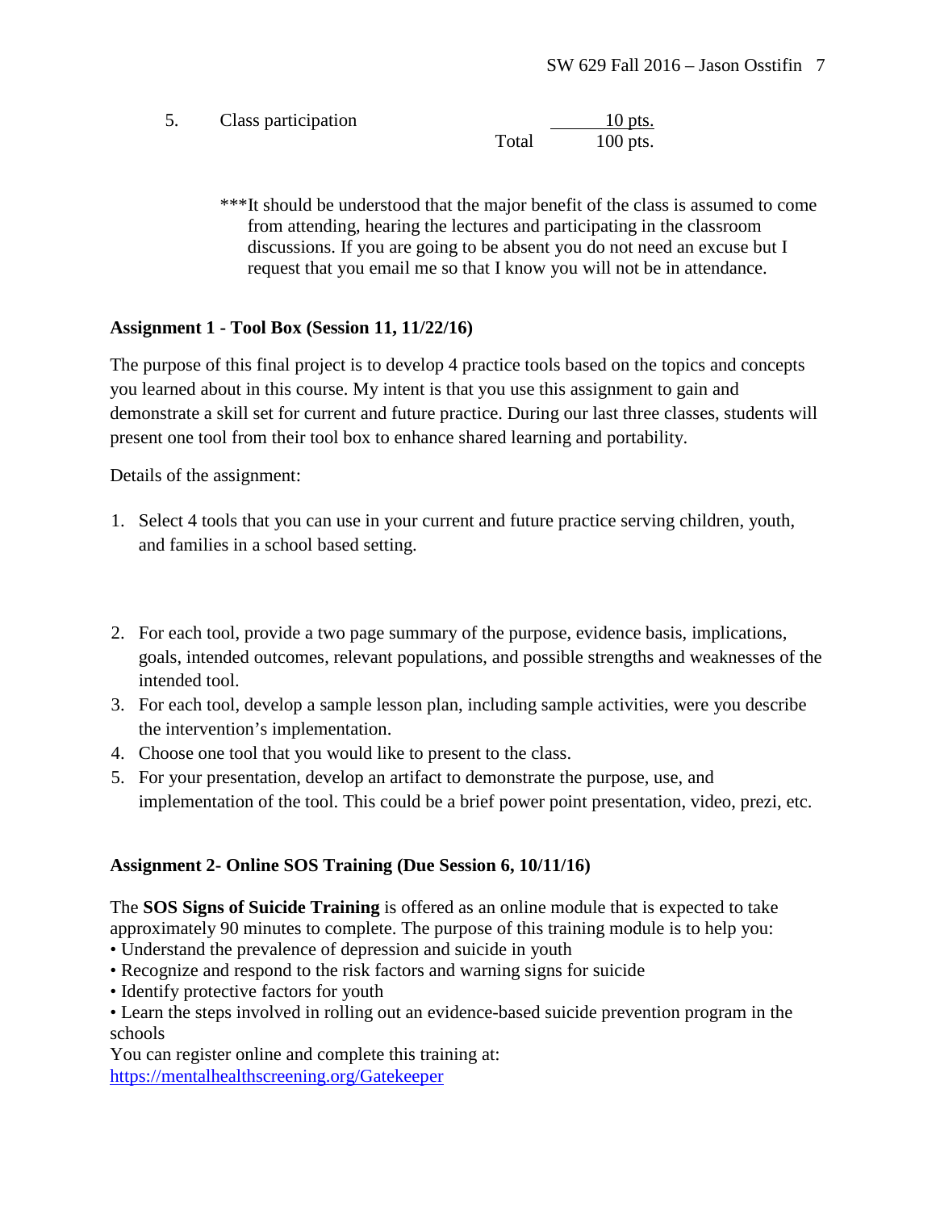| 5. | Class participation | | 10 pts. |
|---|---|---|---|
| | | Total | 100 pts. |

***It should be understood that the major benefit of the class is assumed to come from attending, hearing the lectures and participating in the classroom discussions. If you are going to be absent you do not need an excuse but I request that you email me so that I know you will not be in attendance.

**Assignment 1 - Tool Box (Session 11, 11/22/16)**

The purpose of this final project is to develop 4 practice tools based on the topics and concepts you learned about in this course. My intent is that you use this assignment to gain and demonstrate a skill set for current and future practice. During our last three classes, students will present one tool from their tool box to enhance shared learning and portability.

Details of the assignment:

1. Select 4 tools that you can use in your current and future practice serving children, youth, and families in a school based setting.
2. For each tool, provide a two page summary of the purpose, evidence basis, implications, goals, intended outcomes, relevant populations, and possible strengths and weaknesses of the intended tool.
3. For each tool, develop a sample lesson plan, including sample activities, were you describe the intervention's implementation.
4. Choose one tool that you would like to present to the class.
5. For your presentation, develop an artifact to demonstrate the purpose, use, and implementation of the tool. This could be a brief power point presentation, video, prezi, etc.

**Assignment 2- Online SOS Training (Due Session 6, 10/11/16)**

The **SOS Signs of Suicide Training** is offered as an online module that is expected to take approximately 90 minutes to complete. The purpose of this training module is to help you:

- Understand the prevalence of depression and suicide in youth
- Recognize and respond to the risk factors and warning signs for suicide
- Identify protective factors for youth
- Learn the steps involved in rolling out an evidence-based suicide prevention program in the schools

You can register online and complete this training at:
https://mentalhealthscreening.org/Gatekeeper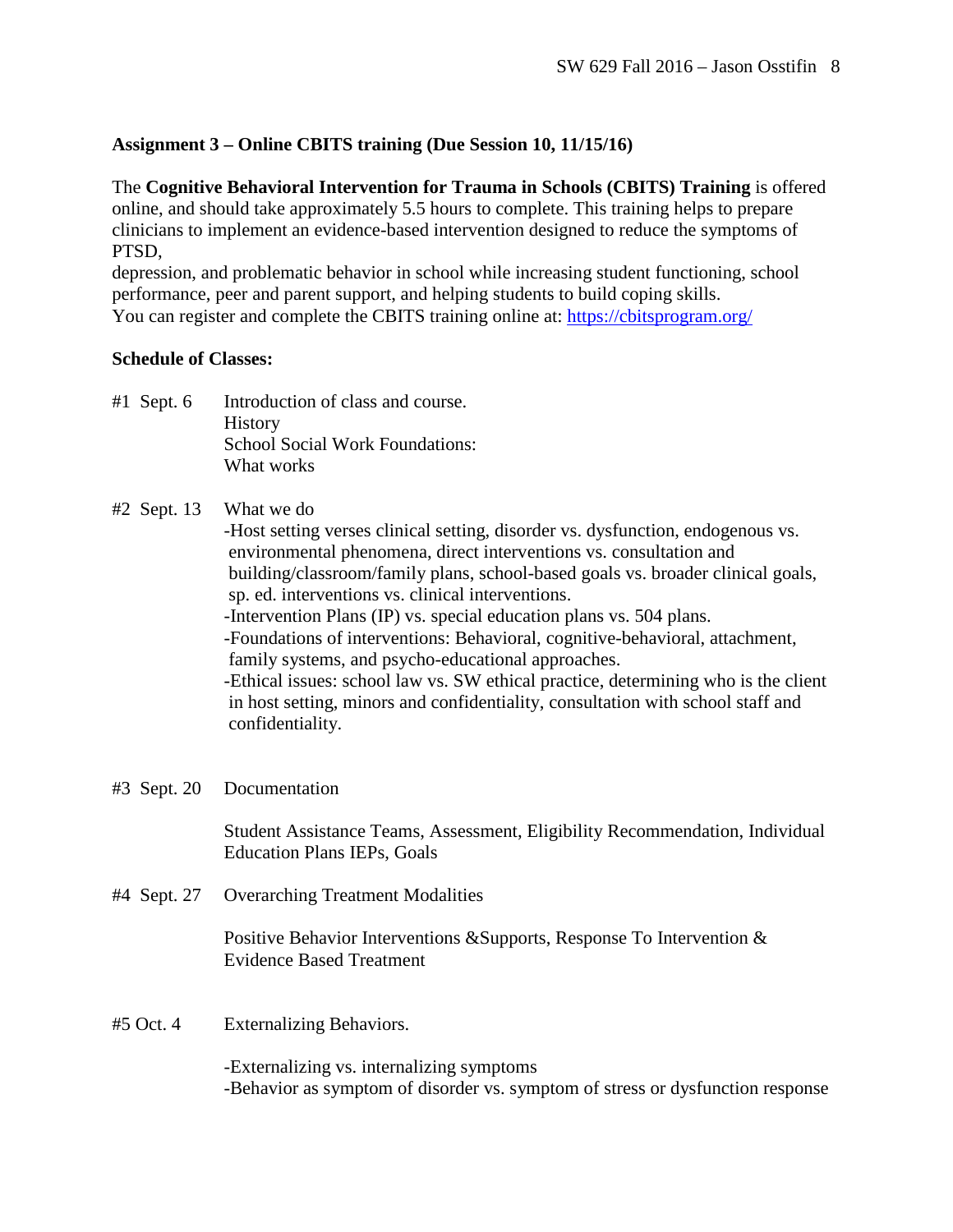**Assignment 3 – Online CBITS training (Due Session 10, 11/15/16)**

The **Cognitive Behavioral Intervention for Trauma in Schools (CBITS) Training** is offered online, and should take approximately 5.5 hours to complete. This training helps to prepare clinicians to implement an evidence-based intervention designed to reduce the symptoms of PTSD, depression, and problematic behavior in school while increasing student functioning, school performance, peer and parent support, and helping students to build coping skills.
You can register and complete the CBITS training online at: https://cbitsprogram.org/

**Schedule of Classes:**

#1 Sept. 6 Introduction of class and course.
History
School Social Work Foundations:
What works

#2 Sept. 13 What we do

- -Host setting verses clinical setting, disorder vs. dysfunction, endogenous vs. environmental phenomena, direct interventions vs. consultation and building/classroom/family plans, school-based goals vs. broader clinical goals, sp. ed. interventions vs. clinical interventions.
- -Intervention Plans (IP) vs. special education plans vs. 504 plans.
- -Foundations of interventions: Behavioral, cognitive-behavioral, attachment, family systems, and psycho-educational approaches.
- -Ethical issues: school law vs. SW ethical practice, determining who is the client in host setting, minors and confidentiality, consultation with school staff and confidentiality.

#3 Sept. 20 Documentation

Student Assistance Teams, Assessment, Eligibility Recommendation, Individual Education Plans IEPs, Goals

#4 Sept. 27 Overarching Treatment Modalities

Positive Behavior Interventions &Supports, Response To Intervention & Evidence Based Treatment

#5 Oct. 4 Externalizing Behaviors.

- -Externalizing vs. internalizing symptoms
- -Behavior as symptom of disorder vs. symptom of stress or dysfunction response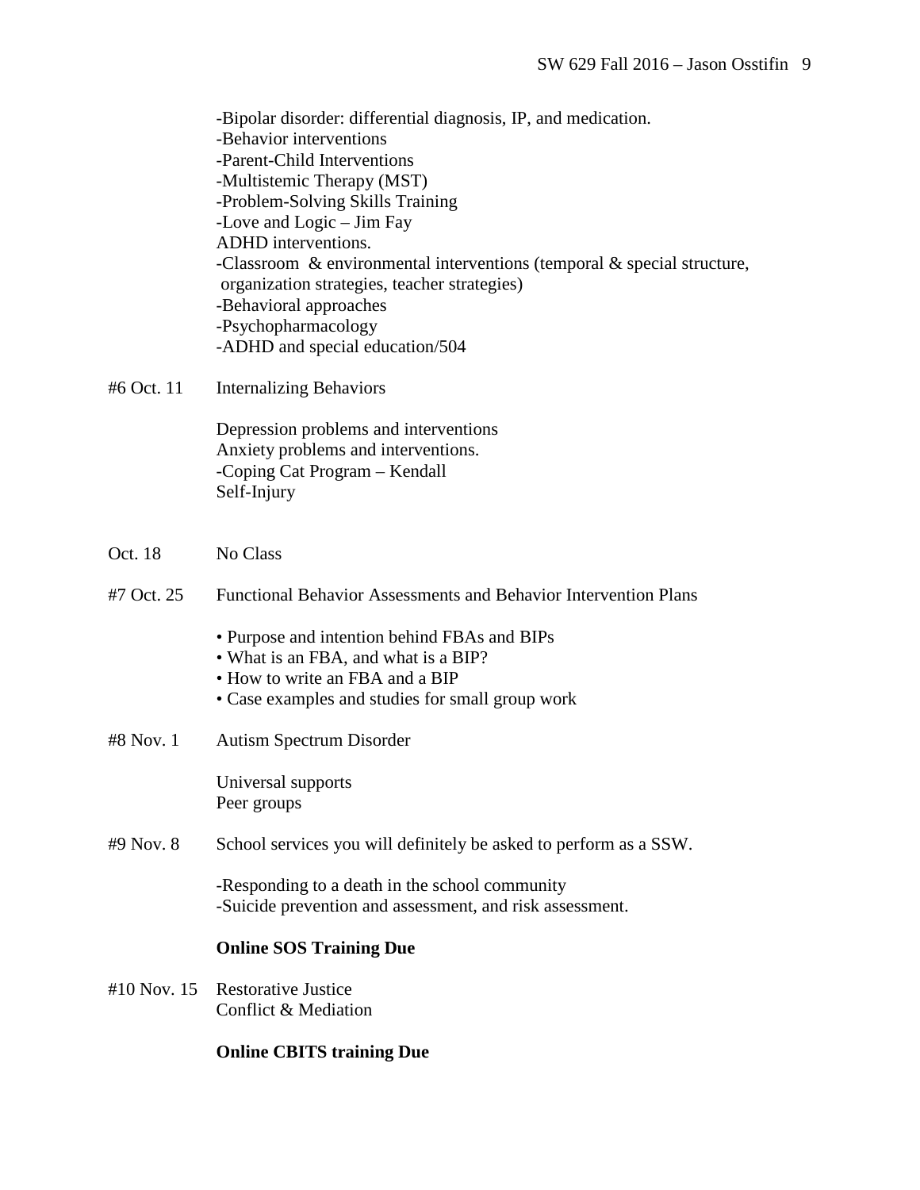-Bipolar disorder: differential diagnosis, IP, and medication.
-Behavior interventions
-Parent-Child Interventions
-Multistemic Therapy (MST)
-Problem-Solving Skills Training
-Love and Logic – Jim Fay
ADHD interventions.
-Classroom & environmental interventions (temporal & special structure, organization strategies, teacher strategies)
-Behavioral approaches
-Psychopharmacology
-ADHD and special education/504

#6 Oct. 11 Internalizing Behaviors

Depression problems and interventions
Anxiety problems and interventions.
-Coping Cat Program – Kendall
Self-Injury

Oct. 18 No Class

#7 Oct. 25 Functional Behavior Assessments and Behavior Intervention Plans

- Purpose and intention behind FBAs and BIPs
- What is an FBA, and what is a BIP?
- How to write an FBA and a BIP
- Case examples and studies for small group work

#8 Nov. 1 Autism Spectrum Disorder

Universal supports
Peer groups

#9 Nov. 8 School services you will definitely be asked to perform as a SSW.

-Responding to a death in the school community
-Suicide prevention and assessment, and risk assessment.

**Online SOS Training Due**

#10 Nov. 15 Restorative Justice
Conflict & Mediation

**Online CBITS training Due**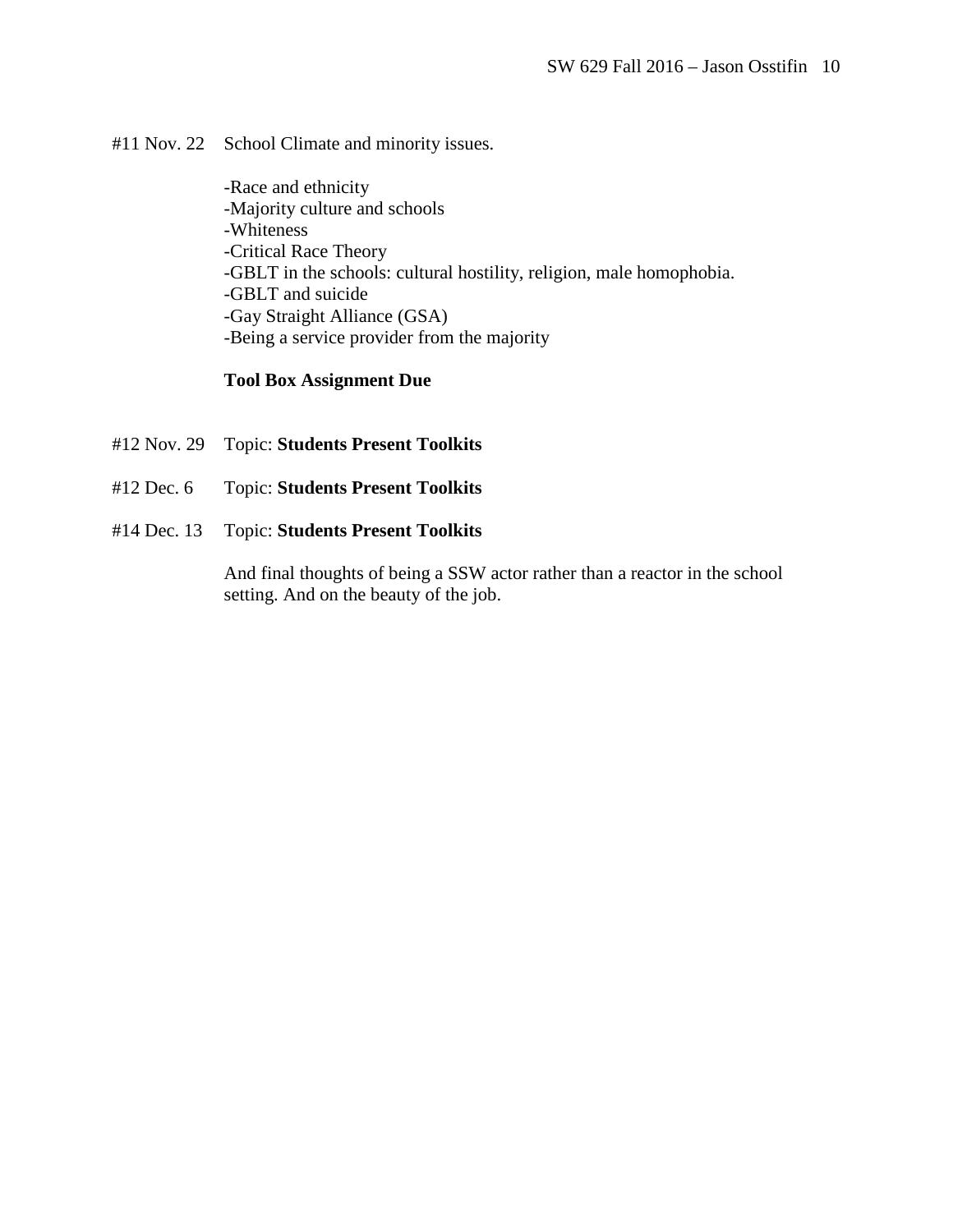#11 Nov. 22 School Climate and minority issues.

-Race and ethnicity
-Majority culture and schools
-Whiteness
-Critical Race Theory
-GBLT in the schools: cultural hostility, religion, male homophobia.
-GBLT and suicide
-Gay Straight Alliance (GSA)
-Being a service provider from the majority

**Tool Box Assignment Due**

#12 Nov. 29 Topic: **Students Present Toolkits**

#12 Dec. 6 Topic: **Students Present Toolkits**

#14 Dec. 13 Topic: **Students Present Toolkits**

And final thoughts of being a SSW actor rather than a reactor in the school setting. And on the beauty of the job.